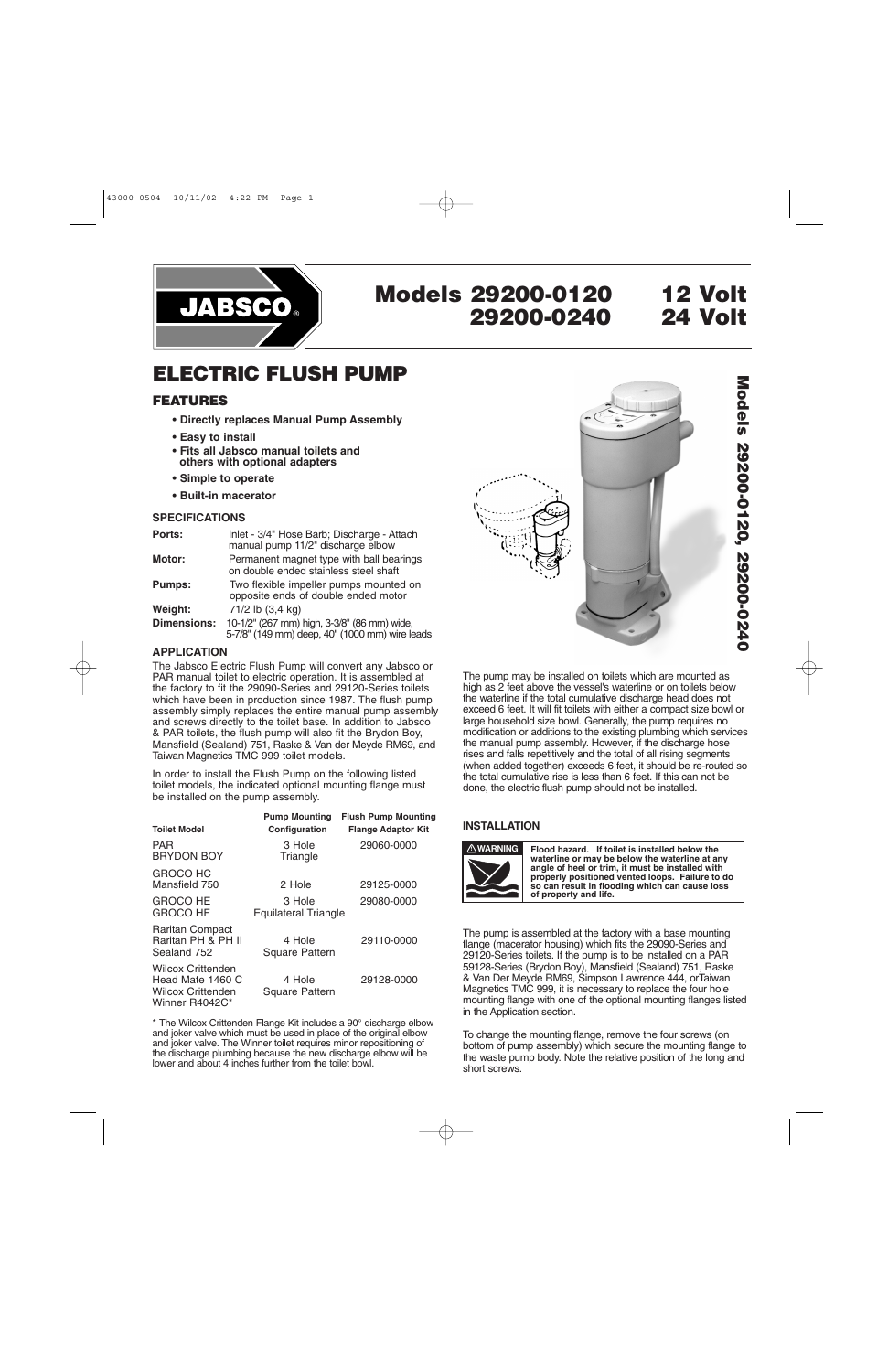# JABSCO®

# Models 29200-0120 12 Volt
# 29200-0240 24 Volt

## ELECTRIC FLUSH PUMP

### FEATURES

- **Directly replaces Manual Pump Assembly**
- **Easy to install**
- **Fits all Jabsco manual toilets and others with optional adapters**
- **Simple to operate**
- **Built-in macerator**

#### SPECIFICATIONS

| | |
|---|---|
| **Ports:** | Inlet - 3/4" Hose Barb; Discharge - Attach manual pump 11/2" discharge elbow |
| **Motor:** | Permanent magnet type with ball bearings on double ended stainless steel shaft |
| **Pumps:** | Two flexible impeller pumps mounted on opposite ends of double ended motor |
| **Weight:** | 71/2 lb (3,4 kg) |
| **Dimensions:** | 10-1/2" (267 mm) high, 3-3/8" (86 mm) wide, 5-7/8" (149 mm) deep, 40" (1000 mm) wire leads |

#### APPLICATION

The Jabsco Electric Flush Pump will convert any Jabsco or PAR manual toilet to electric operation. It is assembled at the factory to fit the 29090-Series and 29120-Series toilets which have been in production since 1987. The flush pump assembly simply replaces the entire manual pump assembly and screws directly to the toilet base. In addition to Jabsco & PAR toilets, the flush pump will also fit the Brydon Boy, Mansfield (Sealand) 751, Raske & Van der Meyde RM69, and Taiwan Magnetics TMC 999 toilet models.

In order to install the Flush Pump on the following listed toilet models, the indicated optional mounting flange must be installed on the pump assembly.

| Toilet Model | Pump Mounting Configuration | Flush Pump Mounting Flange Adaptor Kit |
|---|---|---|
| PAR<br>BRYDON BOY | 3 Hole<br>Triangle | 29060-0000 |
| GROCO HC<br>Mansfield 750 | 2 Hole | 29125-0000 |
| GROCO HE<br>GROCO HF | 3 Hole<br>Equilateral Triangle | 29080-0000 |
| Raritan Compact<br>Raritan PH & PH II<br>Sealand 752 | 4 Hole<br>Square Pattern | 29110-0000 |
| Wilcox Crittenden<br>Head Mate 1460 C<br>Wilcox Crittenden<br>Winner R4042C* | 4 Hole<br>Square Pattern | 29128-0000 |

\* The Wilcox Crittenden Flange Kit includes a 90° discharge elbow and joker valve which must be used in place of the original elbow and joker valve. The Winner toilet requires minor repositioning of the discharge plumbing because the new discharge elbow will be lower and about 4 inches further from the toilet bowl.

The pump may be installed on toilets which are mounted as high as 2 feet above the vessel's waterline or on toilets below the waterline if the total cumulative discharge head does not exceed 6 feet. It will fit toilets with either a compact size bowl or large household size bowl. Generally, the pump requires no modification or additions to the existing plumbing which services the manual pump assembly. However, if the discharge hose rises and falls repetitively and the total of all rising segments (when added together) exceeds 6 feet, it should be re-routed so the total cumulative rise is less than 6 feet. If this can not be done, the electric flush pump should not be installed.

#### INSTALLATION

⚠ **WARNING** **Flood hazard. If toilet is installed below the waterline or may be below the waterline at any angle of heel or trim, it must be installed with properly positioned vented loops. Failure to do so can result in flooding which can cause loss of property and life.**

The pump is assembled at the factory with a base mounting flange (macerator housing) which fits the 29090-Series and 29120-Series toilets. If the pump is to be installed on a PAR 59128-Series (Brydon Boy), Mansfield (Sealand) 751, Raske & Van Der Meyde RM69, Simpson Lawrence 444, orTaiwan Magnetics TMC 999, it is necessary to replace the four hole mounting flange with one of the optional mounting flanges listed in the Application section.

To change the mounting flange, remove the four screws (on bottom of pump assembly) which secure the mounting flange to the waste pump body. Note the relative position of the long and short screws.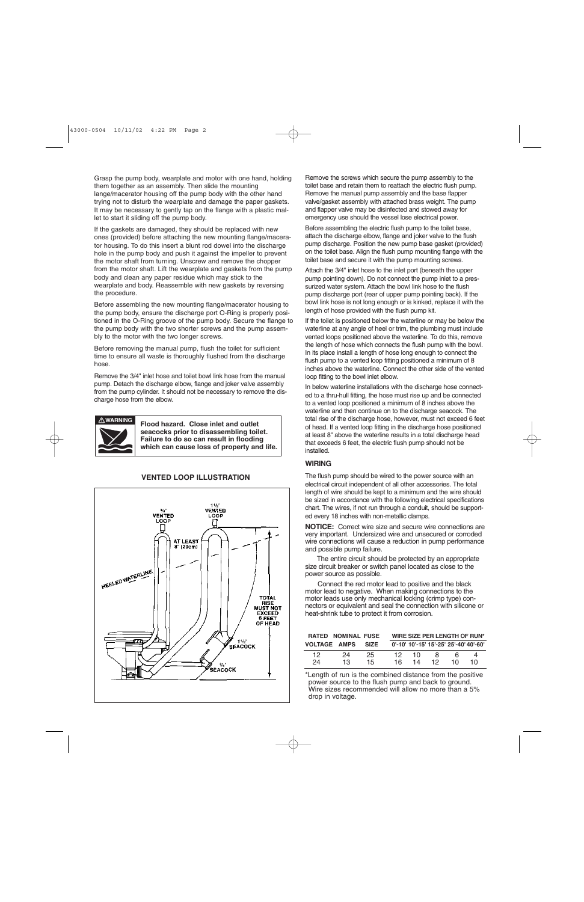Grasp the pump body, wearplate and motor with one hand, holding them together as an assembly. Then slide the mounting lange/macerator housing off the pump body with the other hand trying not to disturb the wearplate and damage the paper gaskets. It may be necessary to gently tap on the flange with a plastic mallet to start it sliding off the pump body.

If the gaskets are damaged, they should be replaced with new ones (provided) before attaching the new mounting flange/macerator housing. To do this insert a blunt rod dowel into the discharge hole in the pump body and push it against the impeller to prevent the motor shaft from turning. Unscrew and remove the chopper from the motor shaft. Lift the wearplate and gaskets from the pump body and clean any paper residue which may stick to the wearplate and body. Reassemble with new gaskets by reversing the procedure.

Before assembling the new mounting flange/macerator housing to the pump body, ensure the discharge port O-Ring is properly positioned in the O-Ring groove of the pump body. Secure the flange to the pump body with the two shorter screws and the pump assembly to the motor with the two longer screws.

Before removing the manual pump, flush the toilet for sufficient time to ensure all waste is thoroughly flushed from the discharge hose.

Remove the 3/4" inlet hose and toilet bowl link hose from the manual pump. Detach the discharge elbow, flange and joker valve assembly from the pump cylinder. It should not be necessary to remove the discharge hose from the elbow.

⚠ WARNING

**Flood hazard. Close inlet and outlet seacocks prior to disassembling toilet. Failure to do so can result in flooding which can cause loss of property and life.**

**VENTED LOOP ILLUSTRATION**

¾" VENTED LOOP

1½" VENTED LOOP

AT LEAST 8" (20cm)

HEELED WATERLINE

TOTAL RISE MUST NOT EXCEED 6 FEET OF HEAD

1½" SEACOCK

¾" SEACOCK

Remove the screws which secure the pump assembly to the toilet base and retain them to reattach the electric flush pump. Remove the manual pump assembly and the base flapper valve/gasket assembly with attached brass weight. The pump and flapper valve may be disinfected and stowed away for emergency use should the vessel lose electrical power.

Before assembling the electric flush pump to the toilet base, attach the discharge elbow, flange and joker valve to the flush pump discharge. Position the new pump base gasket (provided) on the toilet base. Align the flush pump mounting flange with the toilet base and secure it with the pump mounting screws.

Attach the 3/4" inlet hose to the inlet port (beneath the upper pump pointing down). Do not connect the pump inlet to a pressurized water system. Attach the bowl link hose to the flush pump discharge port (rear of upper pump pointing back). If the bowl link hose is not long enough or is kinked, replace it with the length of hose provided with the flush pump kit.

If the toilet is positioned below the waterline or may be below the waterline at any angle of heel or trim, the plumbing must include vented loops positioned above the waterline. To do this, remove the length of hose which connects the flush pump with the bowl. In its place install a length of hose long enough to connect the flush pump to a vented loop fitting positioned a minimum of 8 inches above the waterline. Connect the other side of the vented loop fitting to the bowl inlet elbow.

In below waterline installations with the discharge hose connected to a thru-hull fitting, the hose must rise up and be connected to a vented loop positioned a minimum of 8 inches above the waterline and then continue on to the discharge seacock. The total rise of the discharge hose, however, must not exceed 6 feet of head. If a vented loop fitting in the discharge hose positioned at least 8" above the waterline results in a total discharge head that exceeds 6 feet, the electric flush pump should not be installed.

### WIRING

The flush pump should be wired to the power source with an electrical circuit independent of all other accessories. The total length of wire should be kept to a minimum and the wire should be sized in accordance with the following electrical specifications chart. The wires, if not run through a conduit, should be supported every 18 inches with non-metallic clamps.

**NOTICE:** Correct wire size and secure wire connections are very important. Undersized wire and unsecured or corroded wire connections will cause a reduction in pump performance and possible pump failure.

The entire circuit should be protected by an appropriate size circuit breaker or switch panel located as close to the power source as possible.

Connect the red motor lead to positive and the black motor lead to negative. When making connections to the motor leads use only mechanical locking (crimp type) connectors or equivalent and seal the connection with silicone or heat-shrink tube to protect it from corrosion.

| RATED VOLTAGE | NOMINAL AMPS | FUSE SIZE | WIRE SIZE PER LENGTH OF RUN* | | | | |
|---|---|---|---|---|---|---|---|
| | | | 0'-10' | 10'-15' | 15'-25' | 25'-40' | 40'-60' |
| 12 | 24 | 25 | 12 | 10 | 8 | 6 | 4 |
| 24 | 13 | 15 | 16 | 14 | 12 | 10 | 10 |

*Length of run is the combined distance from the positive power source to the flush pump and back to ground. Wire sizes recommended will allow no more than a 5% drop in voltage.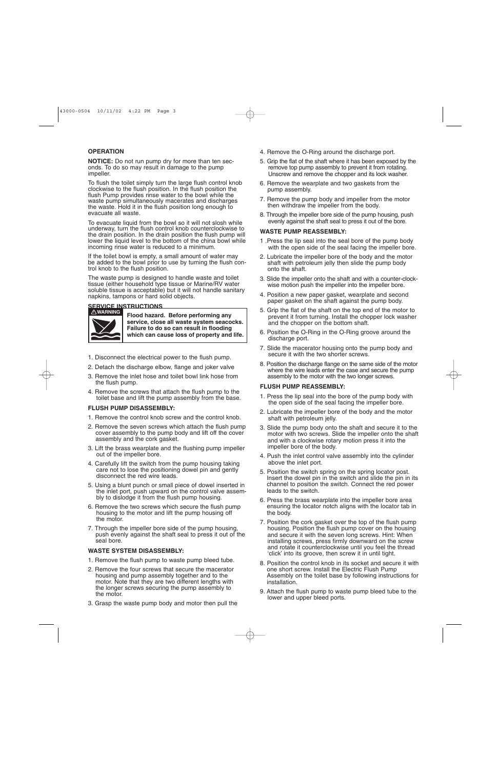### OPERATION

**NOTICE:** Do not run pump dry for more than ten seconds. To do so may result in damage to the pump impeller.

To flush the toilet simply turn the large flush control knob clockwise to the flush position. In the flush position the flush Pump provides rinse water to the bowl while the waste pump simultaneously macerates and discharges the waste. Hold it in the flush position long enough to evacuate all waste.

To evacuate liquid from the bowl so it will not slosh while underway, turn the flush control knob counterclockwise to the drain position. In the drain position the flush pump will lower the liquid level to the bottom of the china bowl while incoming rinse water is reduced to a minimum.

If the toilet bowl is empty, a small amount of water may be added to the bowl prior to use by turning the flush control knob to the flush position.

The waste pump is designed to handle waste and toilet tissue (either household type tissue or Marine/RV water soluble tissue is acceptable) but it will not handle sanitary napkins, tampons or hard solid objects.

### SERVICE INSTRUCTIONS

⚠WARNING

**Flood hazard. Before performing any service, close all waste system seacocks. Failure to do so can result in flooding which can cause loss of property and life.**

1. Disconnect the electrical power to the flush pump.
2. Detach the discharge elbow, flange and joker valve
3. Remove the inlet hose and toilet bowl link hose from the flush pump.
4. Remove the screws that attach the flush pump to the toilet base and lift the pump assembly from the base.

### FLUSH PUMP DISASSEMBLY:

1. Remove the control knob screw and the control knob.
2. Remove the seven screws which attach the flush pump cover assembly to the pump body and lift off the cover assembly and the cork gasket.
3. Lift the brass wearplate and the flushing pump impeller out of the impeller bore.
4. Carefully lift the switch from the pump housing taking care not to lose the positioning dowel pin and gently disconnect the red wire leads.
5. Using a blunt punch or small piece of dowel inserted in the inlet port, push upward on the control valve assembly to dislodge it from the flush pump housing.
6. Remove the two screws which secure the flush pump housing to the motor and lift the pump housing off the motor.
7. Through the impeller bore side of the pump housing, push evenly against the shaft seal to press it out of the seal bore.

### WASTE SYSTEM DISASSEMBLY:

1. Remove the flush pump to waste pump bleed tube.
2. Remove the four screws that secure the macerator housing and pump assembly together and to the motor. Note that they are two different lengths with the longer screws securing the pump assembly to the motor.
3. Grasp the waste pump body and motor then pull the
4. Remove the O-Ring around the discharge port.
5. Grip the flat of the shaft where it has been exposed by the remove top pump assembly to prevent it from rotating. Unscrew and remove the chopper and its lock washer.
6. Remove the wearplate and two gaskets from the pump assembly.
7. Remove the pump body and impeller from the motor then withdraw the impeller from the body.
8. Through the impeller bore side of the pump housing, push evenly against the shaft seal to press it out of the bore.

### WASTE PUMP REASSEMBLY:

1. Press the lip seal into the seal bore of the pump body with the open side of the seal facing the impeller bore.
2. Lubricate the impeller bore of the body and the motor shaft with petroleum jelly then slide the pump body onto the shaft.
3. Slide the impeller onto the shaft and with a counter-clockwise motion push the impeller into the impeller bore.
4. Position a new paper gasket, wearplate and second paper gasket on the shaft against the pump body.
5. Grip the flat of the shaft on the top end of the motor to prevent it from turning. Install the chopper lock washer and the chopper on the bottom shaft.
6. Position the O-Ring in the O-Ring groove around the discharge port.
7. Slide the macerator housing onto the pump body and secure it with the two shorter screws.
8. Position the discharge flange on the same side of the motor where the wire leads enter the case and secure the pump assembly to the motor with the two longer screws.

### FLUSH PUMP REASSEMBLY:

1. Press the lip seal into the bore of the pump body with the open side of the seal facing the impeller bore.
2. Lubricate the impeller bore of the body and the motor shaft with petroleum jelly.
3. Slide the pump body onto the shaft and secure it to the motor with two screws. Slide the impeller onto the shaft and with a clockwise rotary motion press it into the impeller bore of the body.
4. Push the inlet control valve assembly into the cylinder above the inlet port.
5. Position the switch spring on the spring locator post. Insert the dowel pin in the switch and slide the pin in its channel to position the switch. Connect the red power leads to the switch.
6. Press the brass wearplate into the impeller bore area ensuring the locator notch aligns with the locator tab in the body.
7. Position the cork gasket over the top of the flush pump housing. Position the flush pump cover on the housing and secure it with the seven long screws. Hint: When installing screws, press firmly downward on the screw and rotate it counterclockwise until you feel the thread 'click' into its groove, then screw it in until tight.
8. Position the control knob in its socket and secure it with one short screw. Install the Electric Flush Pump Assembly on the toilet base by following instructions for installation.
9. Attach the flush pump to waste pump bleed tube to the lower and upper bleed ports.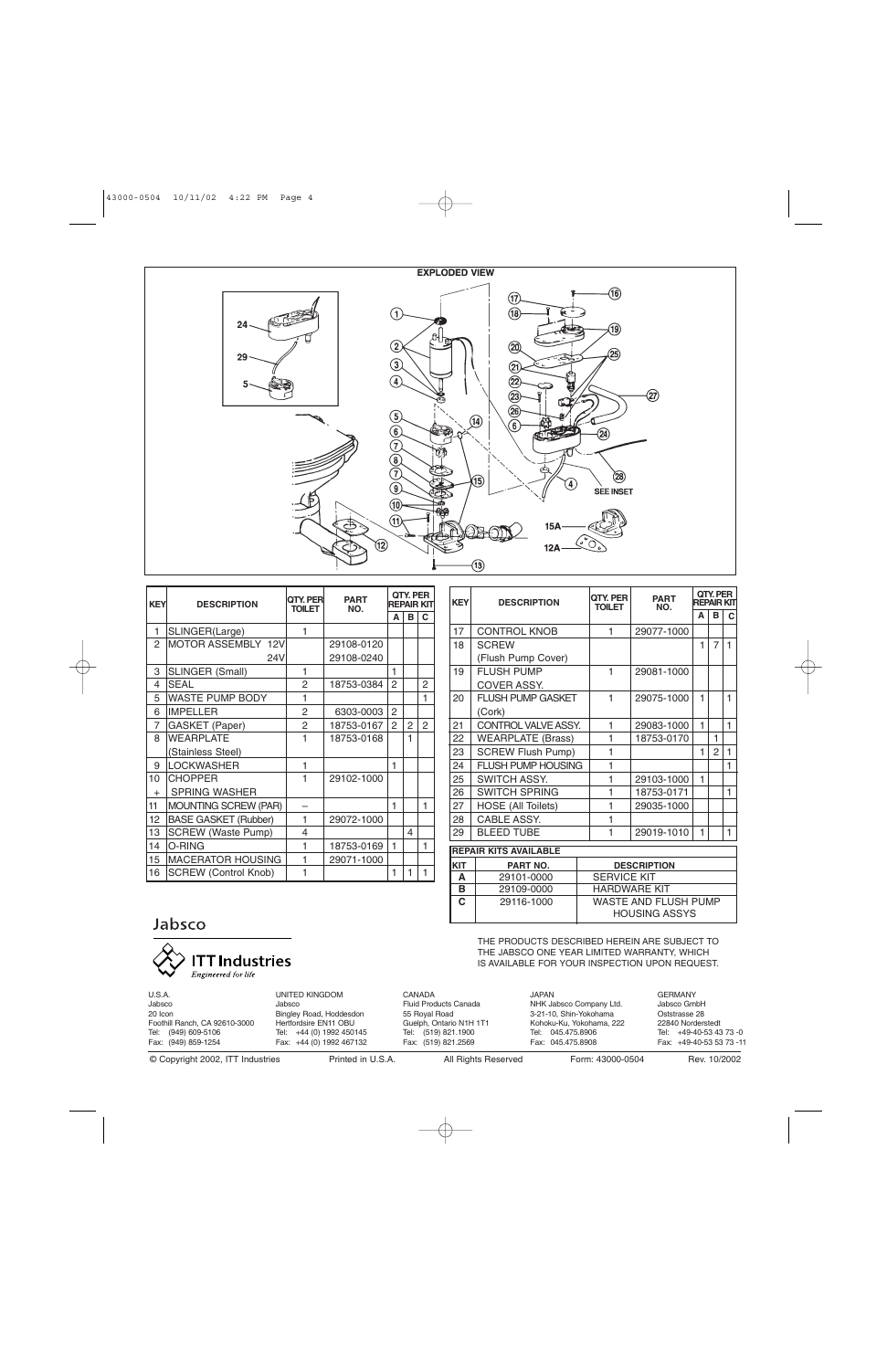**EXPLODED VIEW**

SEE INSET

15A

12A

| KEY | DESCRIPTION | QTY. PER TOILET | PART NO. | QTY. PER REPAIR KIT | | |
|---|---|---|---|---|---|---|
| | | | | A | B | C |
| 1 | SLINGER(Large) | 1 | | | | |
| 2 | MOTOR ASSEMBLY 12V | | 29108-0120 | | | |
| | 24V | | 29108-0240 | | | |
| 3 | SLINGER (Small) | 1 | | 1 | | |
| 4 | SEAL | 2 | 18753-0384 | 2 | | 2 |
| 5 | WASTE PUMP BODY | 1 | | | | 1 |
| 6 | IMPELLER | 2 | 6303-0003 | 2 | | |
| 7 | GASKET (Paper) | 2 | 18753-0167 | 2 | 2 | 2 |
| 8 | WEARPLATE (Stainless Steel) | 1 | 18753-0168 | | 1 | |
| 9 | LOCKWASHER | 1 | | 1 | | |
| 10 | CHOPPER | 1 | 29102-1000 | | | |
| + | SPRING WASHER | | | | | |
| 11 | MOUNTING SCREW (PAR) | – | | 1 | | 1 |
| 12 | BASE GASKET (Rubber) | 1 | 29072-1000 | | | |
| 13 | SCREW (Waste Pump) | 4 | | | 4 | |
| 14 | O-RING | 1 | 18753-0169 | 1 | | 1 |
| 15 | MACERATOR HOUSING | 1 | 29071-1000 | | | |
| 16 | SCREW (Control Knob) | 1 | | 1 | 1 | 1 |

| KEY | DESCRIPTION | QTY. PER TOILET | PART NO. | QTY. PER REPAIR KIT | | |
|---|---|---|---|---|---|---|
| | | | | A | B | C |
| 17 | CONTROL KNOB | 1 | 29077-1000 | | | |
| 18 | SCREW (Flush Pump Cover) | | | 1 | 7 | 1 |
| 19 | FLUSH PUMP COVER ASSY. | 1 | 29081-1000 | | | |
| 20 | FLUSH PUMP GASKET (Cork) | 1 | 29075-1000 | 1 | | 1 |
| 21 | CONTROL VALVE ASSY. | 1 | 29083-1000 | 1 | | 1 |
| 22 | WEARPLATE (Brass) | 1 | 18753-0170 | | 1 | |
| 23 | SCREW Flush Pump) | 1 | | 1 | 2 | 1 |
| 24 | FLUSH PUMP HOUSING | 1 | | | | 1 |
| 25 | SWITCH ASSY. | 1 | 29103-1000 | 1 | | |
| 26 | SWITCH SPRING | 1 | 18753-0171 | | | 1 |
| 27 | HOSE (All Toilets) | 1 | 29035-1000 | | | |
| 28 | CABLE ASSY. | 1 | | | | |
| 29 | BLEED TUBE | 1 | 29019-1010 | 1 | | 1 |

**REPAIR KITS AVAILABLE**

| KIT | PART NO. | DESCRIPTION |
|---|---|---|
| A | 29101-0000 | SERVICE KIT |
| B | 29109-0000 | HARDWARE KIT |
| C | 29116-1000 | WASTE AND FLUSH PUMP HOUSING ASSYS |

Jabsco

ITT Industries
*Engineered for life*

THE PRODUCTS DESCRIBED HEREIN ARE SUBJECT TO THE JABSCO ONE YEAR LIMITED WARRANTY, WHICH IS AVAILABLE FOR YOUR INSPECTION UPON REQUEST.

U.S.A.
Jabsco
20 Icon
Foothill Ranch, CA 92610-3000
Tel: (949) 609-5106
Fax: (949) 859-1254

UNITED KINGDOM
Jabsco
Bingley Road, Hoddesdon
Hertfordsire EN11 OBU
Tel: +44 (0) 1992 450145
Fax: +44 (0) 1992 467132

CANADA
Fluid Products Canada
55 Royal Road
Guelph, Ontario N1H 1T1
Tel: (519) 821.1900
Fax: (519) 821.2569

JAPAN
NHK Jabsco Company Ltd.
3-21-10, Shin-Yokohama
Kohoku-Ku, Yokohama, 222
Tel: 045.475.8906
Fax: 045.475.8908

GERMANY
Jabsco GmbH
Oststrasse 28
22840 Norderstedt
Tel: +49-40-53 43 73 -0
Fax: +49-40-53 53 73 -11

© Copyright 2002, ITT Industries    Printed in U.S.A.    All Rights Reserved    Form: 43000-0504    Rev. 10/2002